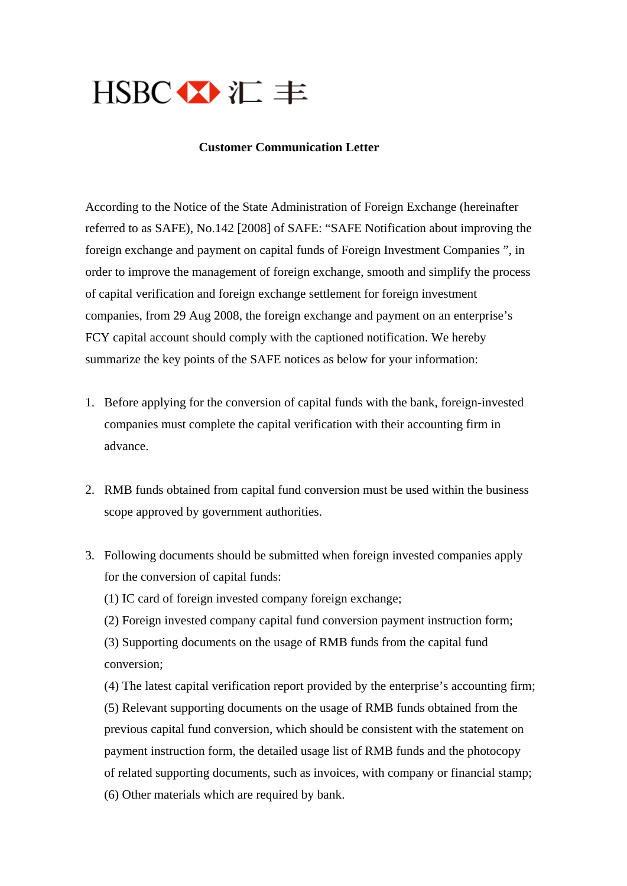HSBC 汇丰

**Customer Communication Letter**

According to the Notice of the State Administration of Foreign Exchange (hereinafter referred to as SAFE), No.142 [2008] of SAFE: "SAFE Notification about improving the foreign exchange and payment on capital funds of Foreign Investment Companies ", in order to improve the management of foreign exchange, smooth and simplify the process of capital verification and foreign exchange settlement for foreign investment companies, from 29 Aug 2008, the foreign exchange and payment on an enterprise's FCY capital account should comply with the captioned notification. We hereby summarize the key points of the SAFE notices as below for your information:

1. Before applying for the conversion of capital funds with the bank, foreign-invested companies must complete the capital verification with their accounting firm in advance.

2. RMB funds obtained from capital fund conversion must be used within the business scope approved by government authorities.

3. Following documents should be submitted when foreign invested companies apply for the conversion of capital funds:
   (1) IC card of foreign invested company foreign exchange;
   (2) Foreign invested company capital fund conversion payment instruction form;
   (3) Supporting documents on the usage of RMB funds from the capital fund conversion;
   (4) The latest capital verification report provided by the enterprise's accounting firm;
   (5) Relevant supporting documents on the usage of RMB funds obtained from the previous capital fund conversion, which should be consistent with the statement on payment instruction form, the detailed usage list of RMB funds and the photocopy of related supporting documents, such as invoices, with company or financial stamp;
   (6) Other materials which are required by bank.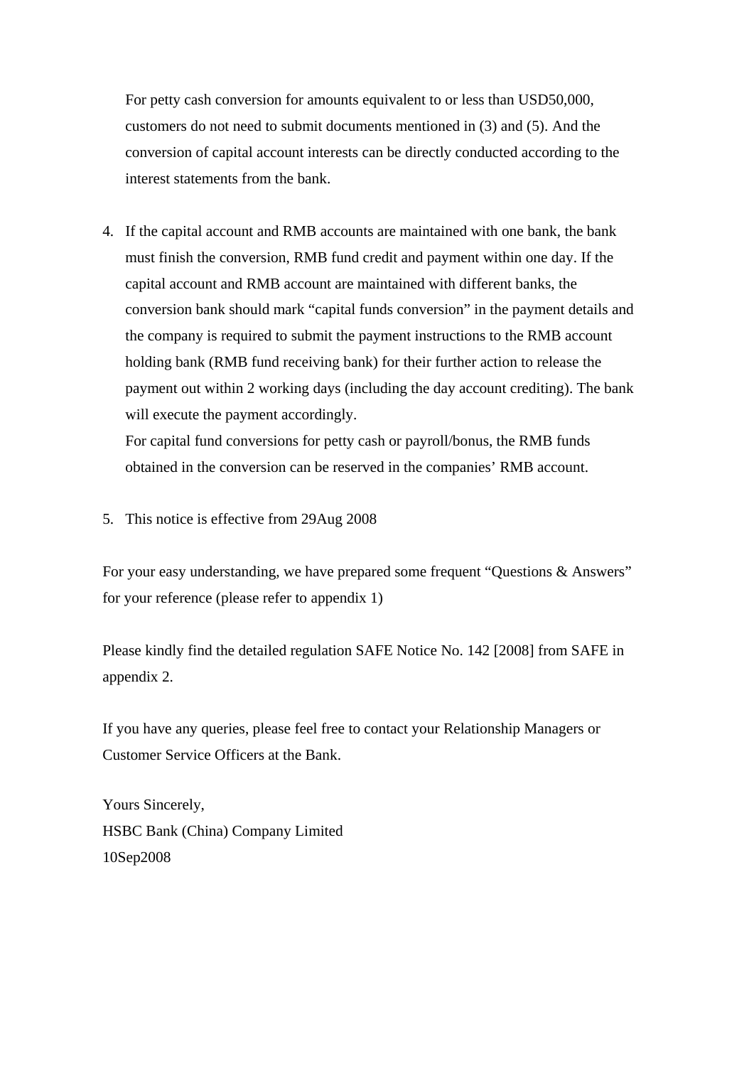For petty cash conversion for amounts equivalent to or less than USD50,000, customers do not need to submit documents mentioned in (3) and (5). And the conversion of capital account interests can be directly conducted according to the interest statements from the bank.

4. If the capital account and RMB accounts are maintained with one bank, the bank must finish the conversion, RMB fund credit and payment within one day. If the capital account and RMB account are maintained with different banks, the conversion bank should mark “capital funds conversion” in the payment details and the company is required to submit the payment instructions to the RMB account holding bank (RMB fund receiving bank) for their further action to release the payment out within 2 working days (including the day account crediting). The bank will execute the payment accordingly.
   For capital fund conversions for petty cash or payroll/bonus, the RMB funds obtained in the conversion can be reserved in the companies’ RMB account.

5. This notice is effective from 29Aug 2008

For your easy understanding, we have prepared some frequent “Questions & Answers” for your reference (please refer to appendix 1)

Please kindly find the detailed regulation SAFE Notice No. 142 [2008] from SAFE in appendix 2.

If you have any queries, please feel free to contact your Relationship Managers or Customer Service Officers at the Bank.

Yours Sincerely,
HSBC Bank (China) Company Limited
10Sep2008